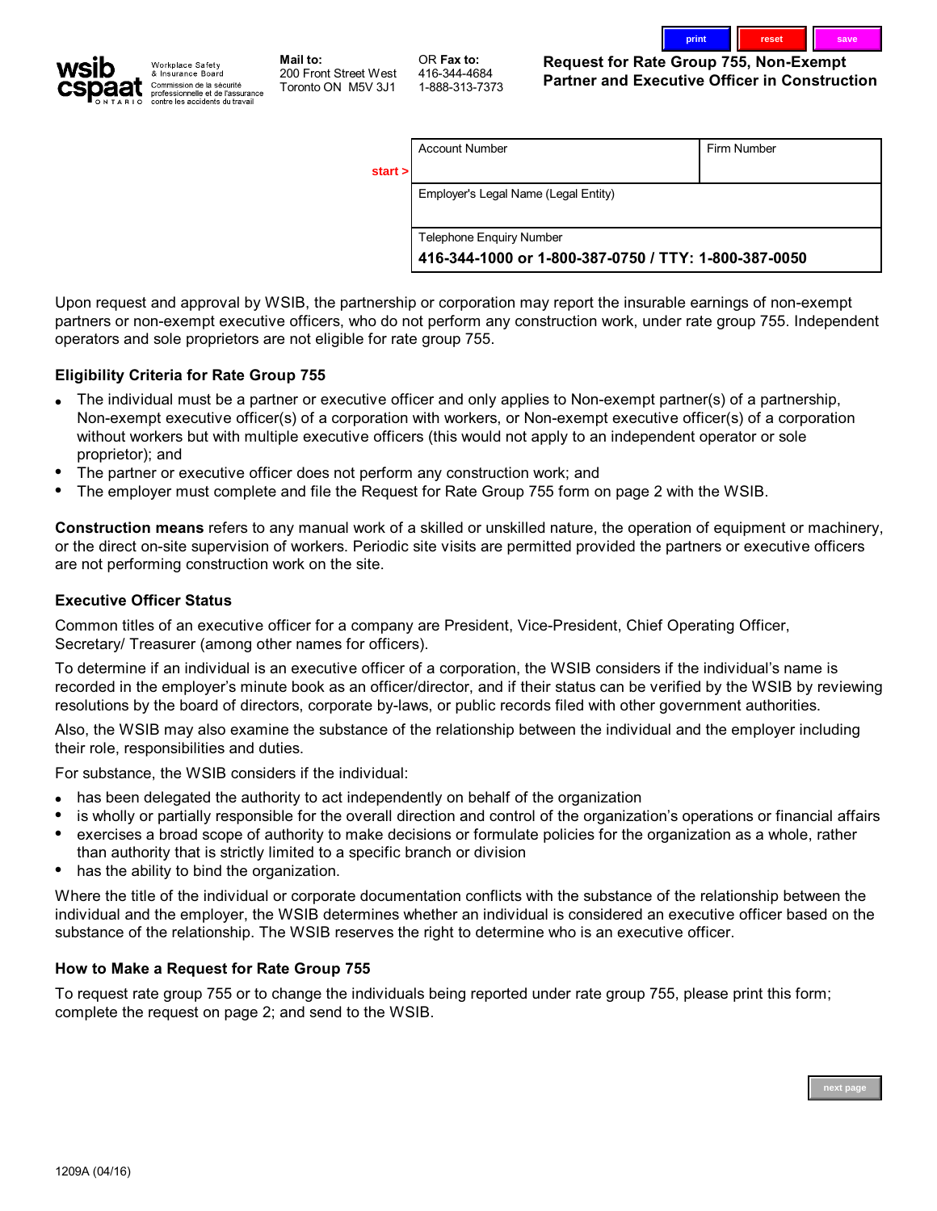wsib cspaat ONTARIO

Workplace Safety & Insurance Board
Commission de la sécurité professionnelle et de l'assurance contre les accidents du travail

**Mail to:**
200 Front Street West
Toronto ON M5V 3J1

OR **Fax to:**
416-344-4684
1-888-313-7373

# Request for Rate Group 755, Non-Exempt Partner and Executive Officer in Construction

start >

| Account Number | Firm Number |
|---|---|
| | |
| Employer's Legal Name (Legal Entity) | |
| Telephone Enquiry Number **416-344-1000 or 1-800-387-0750 / TTY: 1-800-387-0050** | |

Upon request and approval by WSIB, the partnership or corporation may report the insurable earnings of non-exempt partners or non-exempt executive officers, who do not perform any construction work, under rate group 755. Independent operators and sole proprietors are not eligible for rate group 755.

## Eligibility Criteria for Rate Group 755

- The individual must be a partner or executive officer and only applies to Non-exempt partner(s) of a partnership, Non-exempt executive officer(s) of a corporation with workers, or Non-exempt executive officer(s) of a corporation without workers but with multiple executive officers (this would not apply to an independent operator or sole proprietor); and
- The partner or executive officer does not perform any construction work; and
- The employer must complete and file the Request for Rate Group 755 form on page 2 with the WSIB.

**Construction means** refers to any manual work of a skilled or unskilled nature, the operation of equipment or machinery, or the direct on-site supervision of workers. Periodic site visits are permitted provided the partners or executive officers are not performing construction work on the site.

## Executive Officer Status

Common titles of an executive officer for a company are President, Vice-President, Chief Operating Officer, Secretary/ Treasurer (among other names for officers).

To determine if an individual is an executive officer of a corporation, the WSIB considers if the individual's name is recorded in the employer's minute book as an officer/director, and if their status can be verified by the WSIB by reviewing resolutions by the board of directors, corporate by-laws, or public records filed with other government authorities.

Also, the WSIB may also examine the substance of the relationship between the individual and the employer including their role, responsibilities and duties.

For substance, the WSIB considers if the individual:

- has been delegated the authority to act independently on behalf of the organization
- is wholly or partially responsible for the overall direction and control of the organization's operations or financial affairs
- exercises a broad scope of authority to make decisions or formulate policies for the organization as a whole, rather than authority that is strictly limited to a specific branch or division
- has the ability to bind the organization.

Where the title of the individual or corporate documentation conflicts with the substance of the relationship between the individual and the employer, the WSIB determines whether an individual is considered an executive officer based on the substance of the relationship. The WSIB reserves the right to determine who is an executive officer.

## How to Make a Request for Rate Group 755

To request rate group 755 or to change the individuals being reported under rate group 755, please print this form; complete the request on page 2; and send to the WSIB.

1209A (04/16)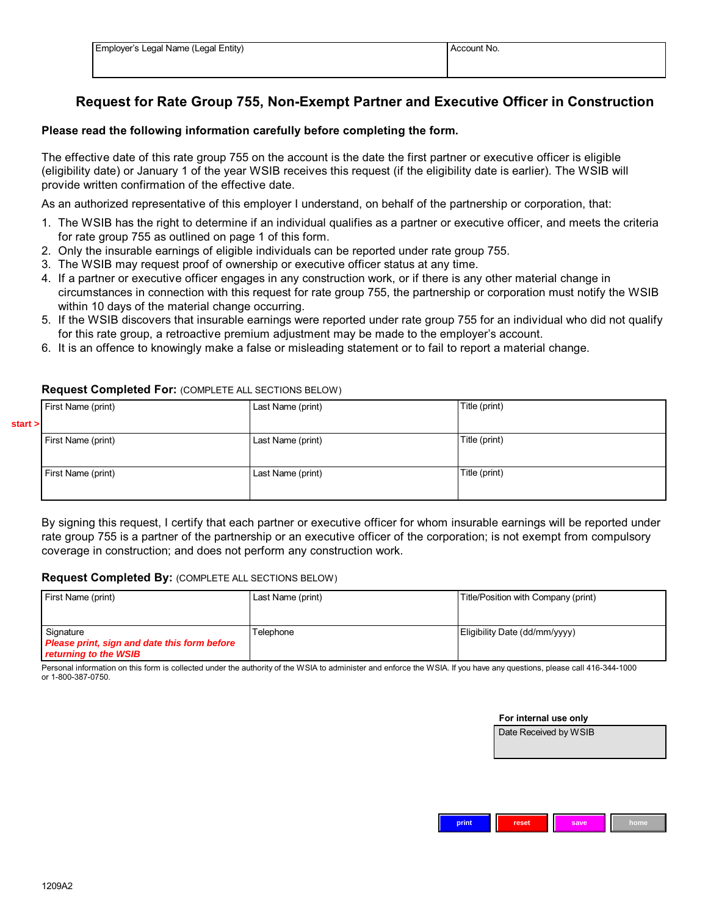| Employer's Legal Name (Legal Entity) | Account No. |
|---|---|
| | |

# Request for Rate Group 755, Non-Exempt Partner and Executive Officer in Construction

**Please read the following information carefully before completing the form.**

The effective date of this rate group 755 on the account is the date the first partner or executive officer is eligible (eligibility date) or January 1 of the year WSIB receives this request (if the eligibility date is earlier). The WSIB will provide written confirmation of the effective date.

As an authorized representative of this employer I understand, on behalf of the partnership or corporation, that:

1. The WSIB has the right to determine if an individual qualifies as a partner or executive officer, and meets the criteria for rate group 755 as outlined on page 1 of this form.
2. Only the insurable earnings of eligible individuals can be reported under rate group 755.
3. The WSIB may request proof of ownership or executive officer status at any time.
4. If a partner or executive officer engages in any construction work, or if there is any other material change in circumstances in connection with this request for rate group 755, the partnership or corporation must notify the WSIB within 10 days of the material change occurring.
5. If the WSIB discovers that insurable earnings were reported under rate group 755 for an individual who did not qualify for this rate group, a retroactive premium adjustment may be made to the employer's account.
6. It is an offence to knowingly make a false or misleading statement or to fail to report a material change.

**Request Completed For:** (COMPLETE ALL SECTIONS BELOW)

start >

| First Name (print) | Last Name (print) | Title (print) |
|---|---|---|
| | | |
| | | |
| | | |

By signing this request, I certify that each partner or executive officer for whom insurable earnings will be reported under rate group 755 is a partner of the partnership or an executive officer of the corporation; is not exempt from compulsory coverage in construction; and does not perform any construction work.

**Request Completed By:** (COMPLETE ALL SECTIONS BELOW)

| First Name (print) | Last Name (print) | Title/Position with Company (print) |
|---|---|---|
| | | |
| Signature<br>***Please print, sign and date this form before returning to the WSIB*** | Telephone | Eligibility Date (dd/mm/yyyy) |

Personal information on this form is collected under the authority of the WSIA to administer and enforce the WSIA. If you have any questions, please call 416-344-1000 or 1-800-387-0750.

**For internal use only**

| Date Received by WSIB |
|---|
| |

print | reset | save | home

1209A2